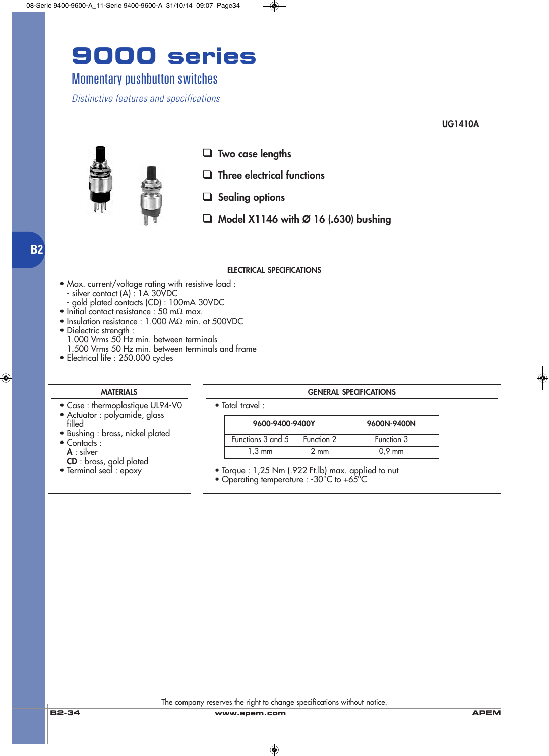# 9000 series

## Momentary pushbutton switches

*Distinctive features and specifications*

UG1410A

- Two case lengths
- Three electrical functions
- Sealing options
- Model X1146 with Ø 16 (.630) bushing

B2

### ELECTRICAL SPECIFICATIONS

- Max. current/voltage rating with resistive load :
  - silver contact (A) : 1A 30VDC
  - gold plated contacts (CD) : 100mA 30VDC
- Initial contact resistance : 50 mΩ max.
- Insulation resistance : 1.000 MΩ min. at 500VDC
- Dielectric strength :
  1.000 Vrms 50 Hz min. between terminals
  1.500 Vrms 50 Hz min. between terminals and frame
- Electrical life : 250.000 cycles

### MATERIALS

- Case : thermoplastique UL94-V0
- Actuator : polyamide, glass filled
- Bushing : brass, nickel plated
- Contacts :
  **A** : silver
  **CD** : brass, gold plated
- Terminal seal : epoxy

### GENERAL SPECIFICATIONS

- Total travel :

| 9600-9400-9400Y | | 9600N-9400N |
|---|---|---|
| Functions 3 and 5 | Function 2 | Function 3 |
| 1,3 mm | 2 mm | 0,9 mm |

- Torque : 1,25 Nm (.922 Ft.lb) max. applied to nut
- Operating temperature : -30°C to +65°C

The company reserves the right to change specifications without notice.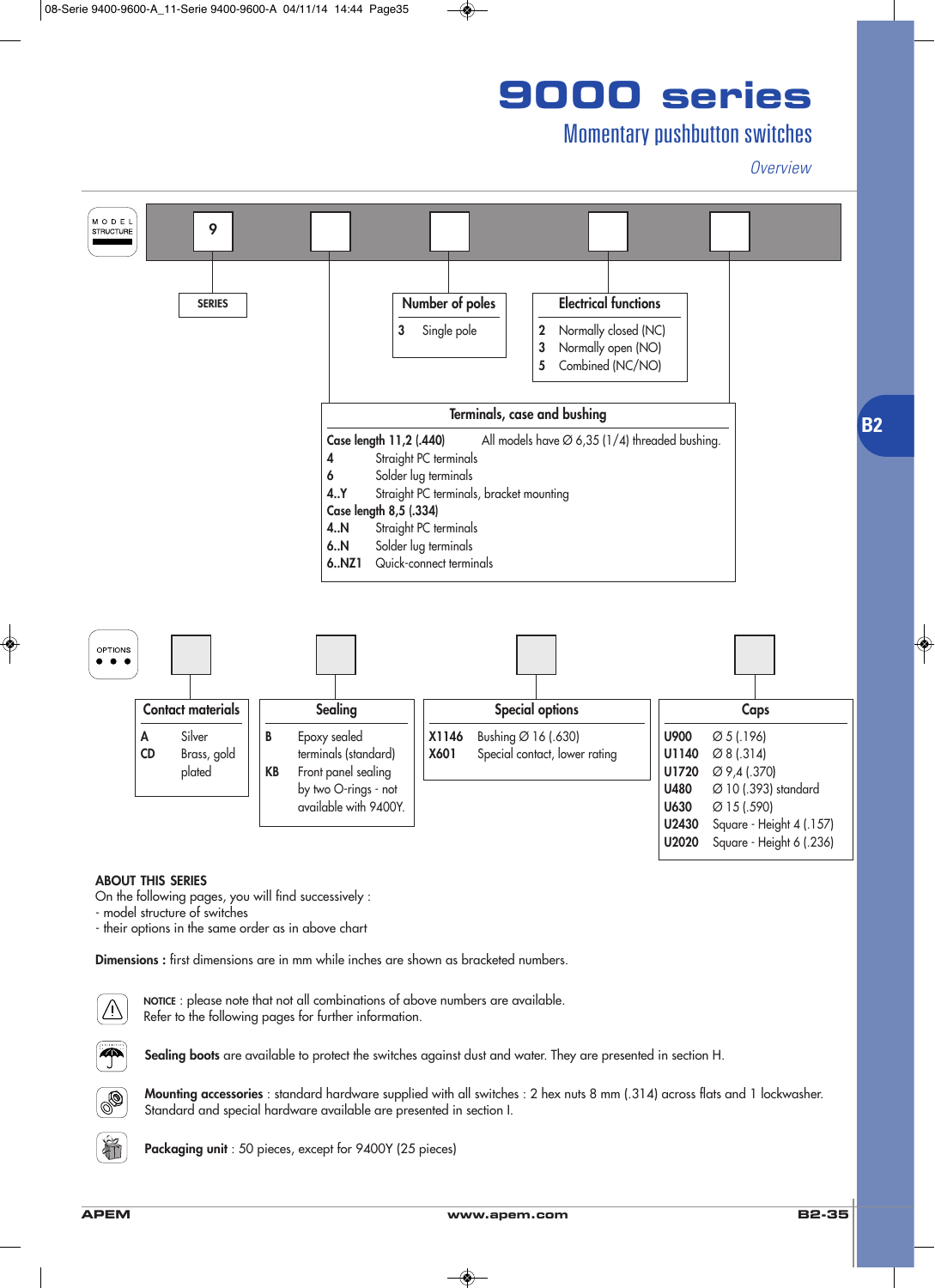# 9000 series

## Momentary pushbutton switches

*Overview*

MODEL STRUCTURE

| 9 | | | | |
|---|---|---|---|---|

**SERIES**

| Number of poles | |
|---|---|
| 3 | Single pole |

| Electrical functions | |
|---|---|
| 2 | Normally closed (NC) |
| 3 | Normally open (NO) |
| 5 | Combined (NC/NO) |

| Terminals, case and bushing | |
|---|---|
| **Case length 11,2 (.440)** | All models have Ø 6,35 (1/4) threaded bushing. |
| 4 | Straight PC terminals |
| 6 | Solder lug terminals |
| 4..Y | Straight PC terminals, bracket mounting |
| **Case length 8,5 (.334)** | |
| 4..N | Straight PC terminals |
| 6..N | Solder lug terminals |
| 6..NZ1 | Quick-connect terminals |

OPTIONS

| Contact materials | |
|---|---|
| A | Silver |
| CD | Brass, gold plated |

| Sealing | |
|---|---|
| B | Epoxy sealed terminals (standard) |
| KB | Front panel sealing by two O-rings - not available with 9400Y. |

| Special options | |
|---|---|
| X1146 | Bushing Ø 16 (.630) |
| X601 | Special contact, lower rating |

| Caps | |
|---|---|
| U900 | Ø 5 (.196) |
| U1140 | Ø 8 (.314) |
| U1720 | Ø 9,4 (.370) |
| U480 | Ø 10 (.393) standard |
| U630 | Ø 15 (.590) |
| U2430 | Square - Height 4 (.157) |
| U2020 | Square - Height 6 (.236) |

**ABOUT THIS SERIES**

On the following pages, you will find successively :

- model structure of switches
- their options in the same order as in above chart

**Dimensions :** first dimensions are in mm while inches are shown as bracketed numbers.

**NOTICE** : please note that not all combinations of above numbers are available.
Refer to the following pages for further information.

**Sealing boots** are available to protect the switches against dust and water. They are presented in section H.

**Mounting accessories** : standard hardware supplied with all switches : 2 hex nuts 8 mm (.314) across flats and 1 lockwasher.
Standard and special hardware available are presented in section I.

**Packaging unit** : 50 pieces, except for 9400Y (25 pieces)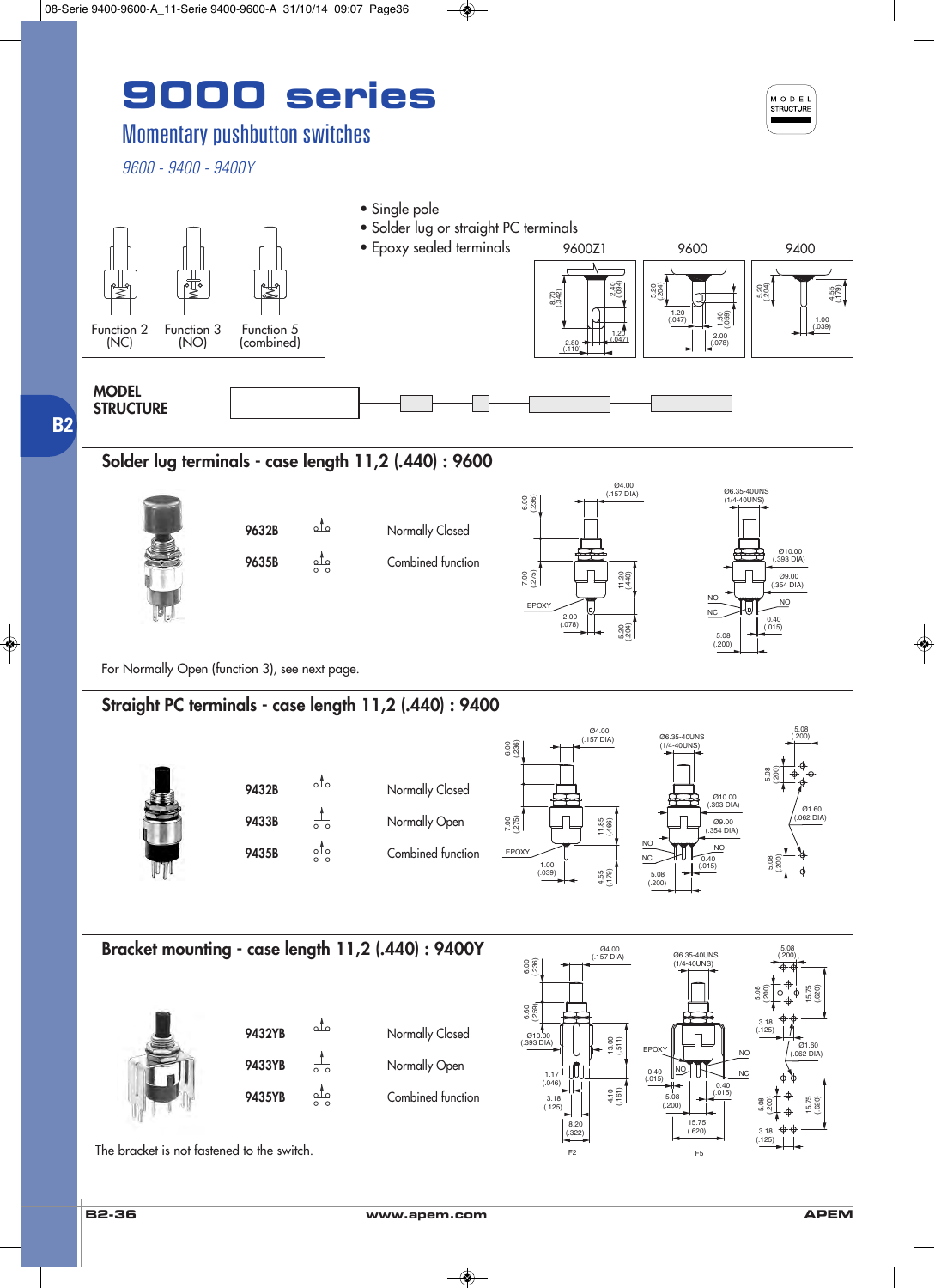# 9000 series

## Momentary pushbutton switches

*9600 - 9400 - 9400Y*

- Single pole
- Solder lug or straight PC terminals
- Epoxy sealed terminals

Function 2 (NC) | Function 3 (NO) | Function 5 (combined)

9600Z1 | 9600 | 9400

**MODEL STRUCTURE**

## Solder lug terminals - case length 11,2 (.440) : 9600

| | |
|---|---|
| **9632B** | Normally Closed |
| **9635B** | Combined function |

For Normally Open (function 3), see next page.

## Straight PC terminals - case length 11,2 (.440) : 9400

| | |
|---|---|
| **9432B** | Normally Closed |
| **9433B** | Normally Open |
| **9435B** | Combined function |

## Bracket mounting - case length 11,2 (.440) : 9400Y

| | |
|---|---|
| **9432YB** | Normally Closed |
| **9433YB** | Normally Open |
| **9435YB** | Combined function |

The bracket is not fastened to the switch.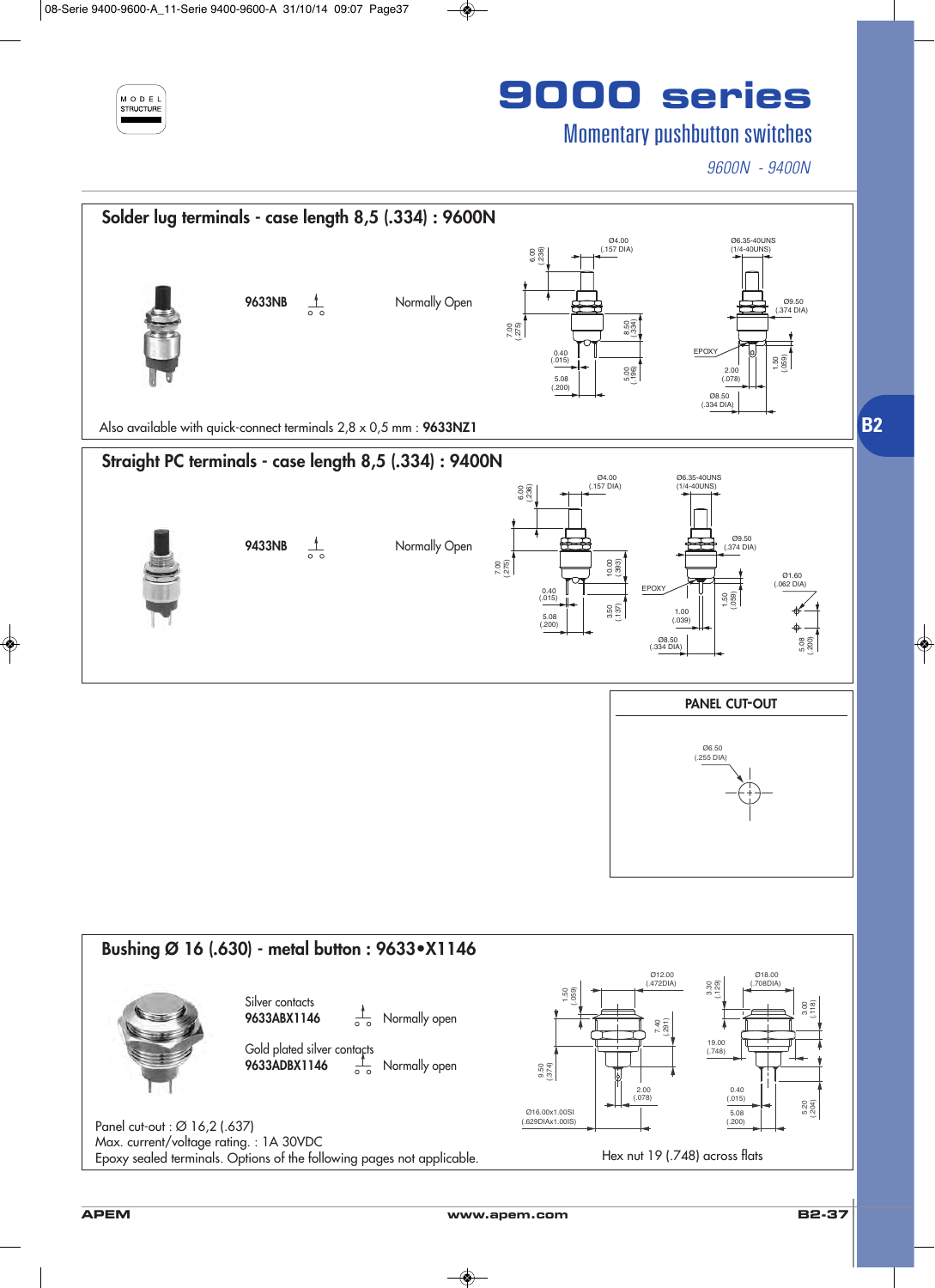# 9000 series

## Momentary pushbutton switches

*9600N - 9400N*

## Solder lug terminals - case length 8,5 (.334) : 9600N

**9633NB** Normally Open

Ø4.00 (.157 DIA) · 6.00 (.236) · Ø6.35-40UNS (1/4-40UNS) · Ø9.50 (.374 DIA) · 7.00 (.275) · 8.50 (.334) · 0.40 (.015) · 5.08 (.200) · 5.00 (.196) · EPOXY · 2.00 (.078) · 1.50 (.059) · Ø8.50 (.334 DIA)

Also available with quick-connect terminals 2,8 x 0,5 mm : **9633NZ1**

## Straight PC terminals - case length 8,5 (.334) : 9400N

**9433NB** Normally Open

Ø4.00 (.157 DIA) · 6.00 (.236) · Ø6.35-40UNS (1/4-40UNS) · Ø9.50 (.374 DIA) · 7.00 (.275) · 10.00 (.393) · 0.40 (.015) · 5.08 (.200) · 3.50 (.137) · EPOXY · 1.00 (.039) · 1.50 (.059) · Ø8.50 (.334 DIA) · Ø1.60 (.062 DIA) · 5.08 (.200)

### PANEL CUT-OUT

Ø6.50 (.255 DIA)

## Bushing Ø 16 (.630) - metal button : 9633•X1146

Silver contacts
**9633ABX1146** Normally open

Gold plated silver contacts
**9633ADBX1146** Normally open

1.50 (.059) · Ø12.00 (.472DIA) · 3.30 (.129) · Ø18.00 (.708DIA) · 3.00 (.118) · 7.40 (.291) · 19.00 (.748) · 9.50 (.374) · 2.00 (.078) · 0.40 (.015) · 5.08 (.200) · 5.20 (.204) · Ø16.00x1.00SI (.629DIAx1.00IS)

Panel cut-out : Ø 16,2 (.637)
Max. current/voltage rating. : 1A 30VDC
Epoxy sealed terminals. Options of the following pages not applicable.

Hex nut 19 (.748) across flats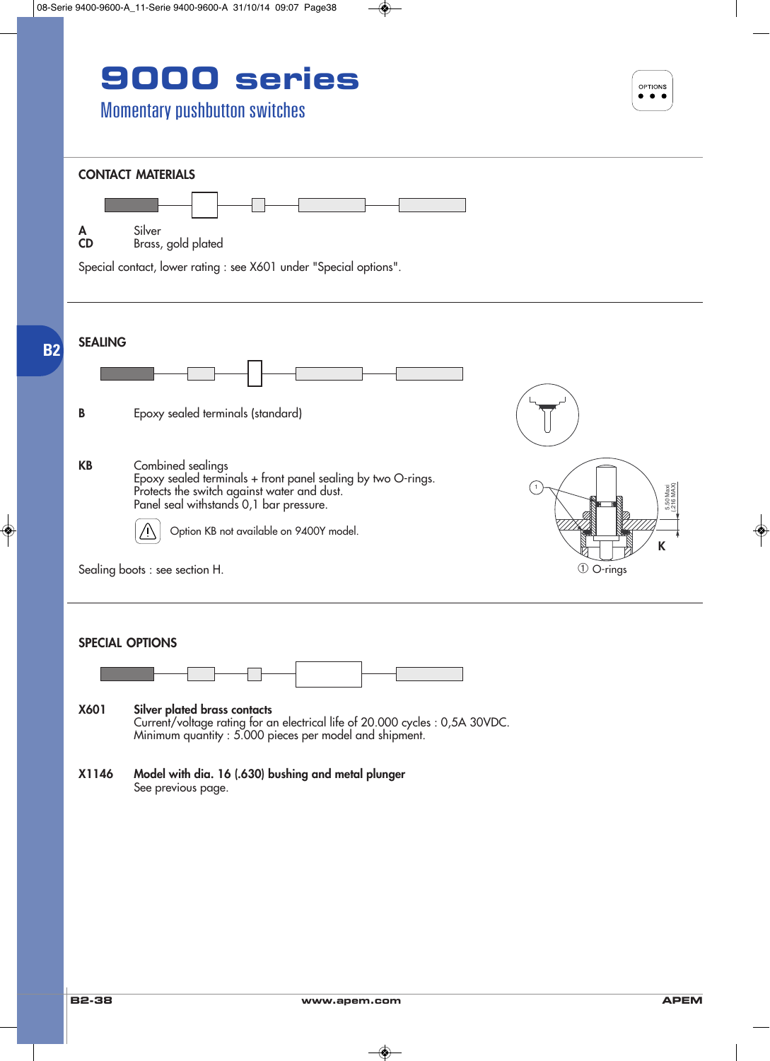# 9000 series

## Momentary pushbutton switches

OPTIONS

### CONTACT MATERIALS

**A** Silver
**CD** Brass, gold plated

Special contact, lower rating : see X601 under "Special options".

### SEALING

**B** Epoxy sealed terminals (standard)

**KB** Combined sealings
Epoxy sealed terminals + front panel sealing by two O-rings.
Protects the switch against water and dust.
Panel seal withstands 0,1 bar pressure.

⚠ Option KB not available on 9400Y model.

Sealing boots : see section H.

5.50 Maxi (.216 MAXI)

K

① O-rings

### SPECIAL OPTIONS

**X601** **Silver plated brass contacts**
Current/voltage rating for an electrical life of 20.000 cycles : 0,5A 30VDC.
Minimum quantity : 5.000 pieces per model and shipment.

**X1146** **Model with dia. 16 (.630) bushing and metal plunger**
See previous page.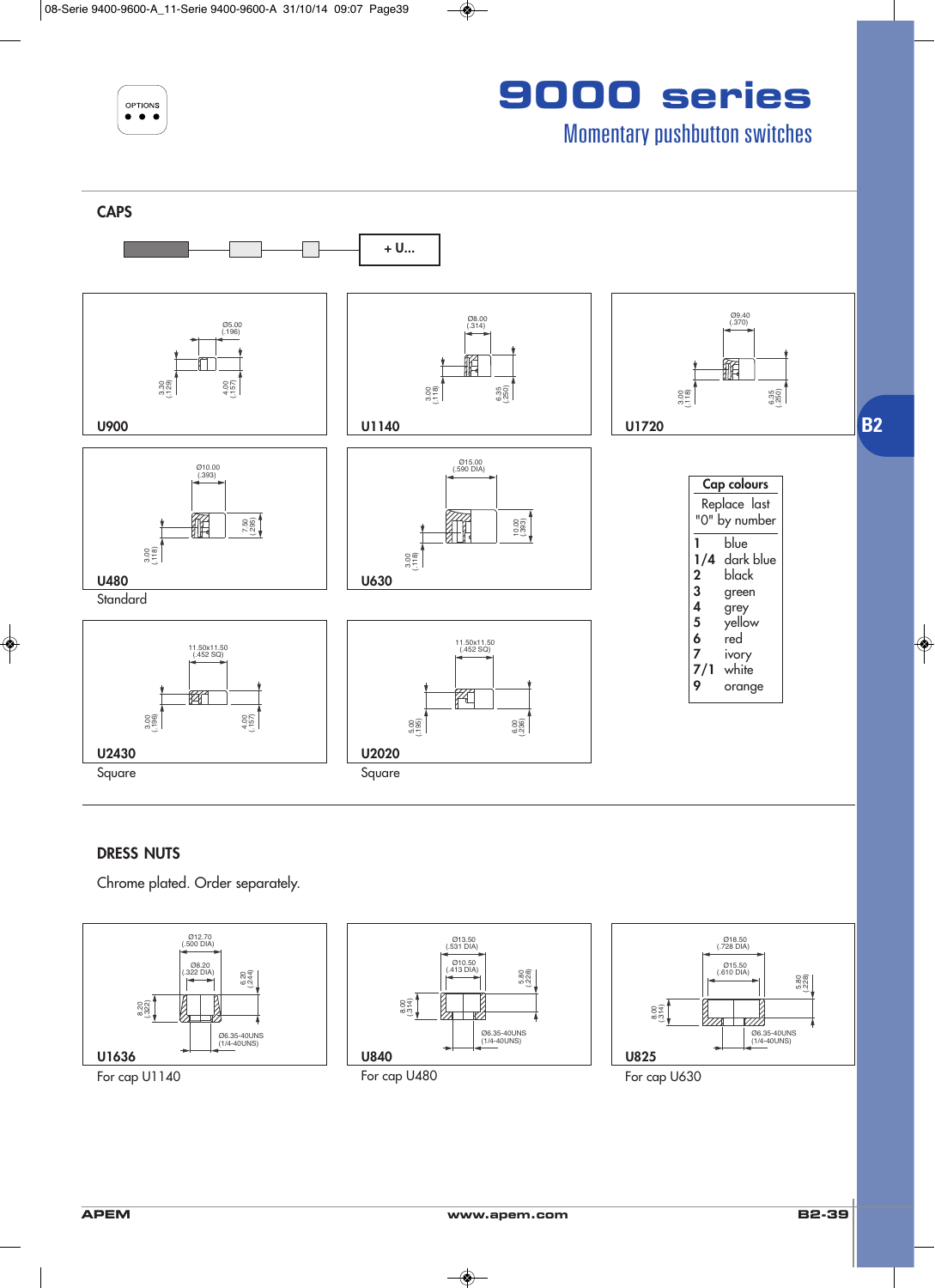# 9000 series

## Momentary pushbutton switches

OPTIONS

B2

## CAPS

+ U...

**U900**

Ø5.00 (.196)
3.30 (.129)
4.00 (.157)

**U1140**

Ø8.00 (.314)
3.00 (.118)
6.35 (.250)

**U1720**

Ø9.40 (.370)
3.00 (.118)
6.35 (.250)

**U480**
Standard

Ø10.00 (.393)
3.00 (.118)
7.50 (.295)

**U630**

Ø15.00 (.590 DIA)
3.00 (.118)
10.00 (.393)

**U2430**
Square

11.50x11.50 (.452 SQ)
3.00 (.196)
4.00 (.157)

**U2020**
Square

11.50x11.50 (.452 SQ)
5.00 (.195)
6.00 (.236)

| Cap colours | |
|---|---|
| Replace last "0" by number | |
| 1 | blue |
| 1/4 | dark blue |
| 2 | black |
| 3 | green |
| 4 | grey |
| 5 | yellow |
| 6 | red |
| 7 | ivory |
| 7/1 | white |
| 9 | orange |

## DRESS NUTS

Chrome plated. Order separately.

**U1636**
For cap U1140

Ø12.70 (.500 DIA)
Ø8.20 (.322 DIA)
8.20 (.322)
6.20 (.244)
Ø6.35-40UNS (1/4-40UNS)

**U840**
For cap U480

Ø13.50 (.531 DIA)
Ø10.50 (.413 DIA)
8.00 (.314)
5.80 (.228)
Ø6.35-40UNS (1/4-40UNS)

**U825**
For cap U630

Ø18.50 (.728 DIA)
Ø15.50 (.610 DIA)
8.00 (.314)
5.80 (.228)
Ø6.35-40UNS (1/4-40UNS)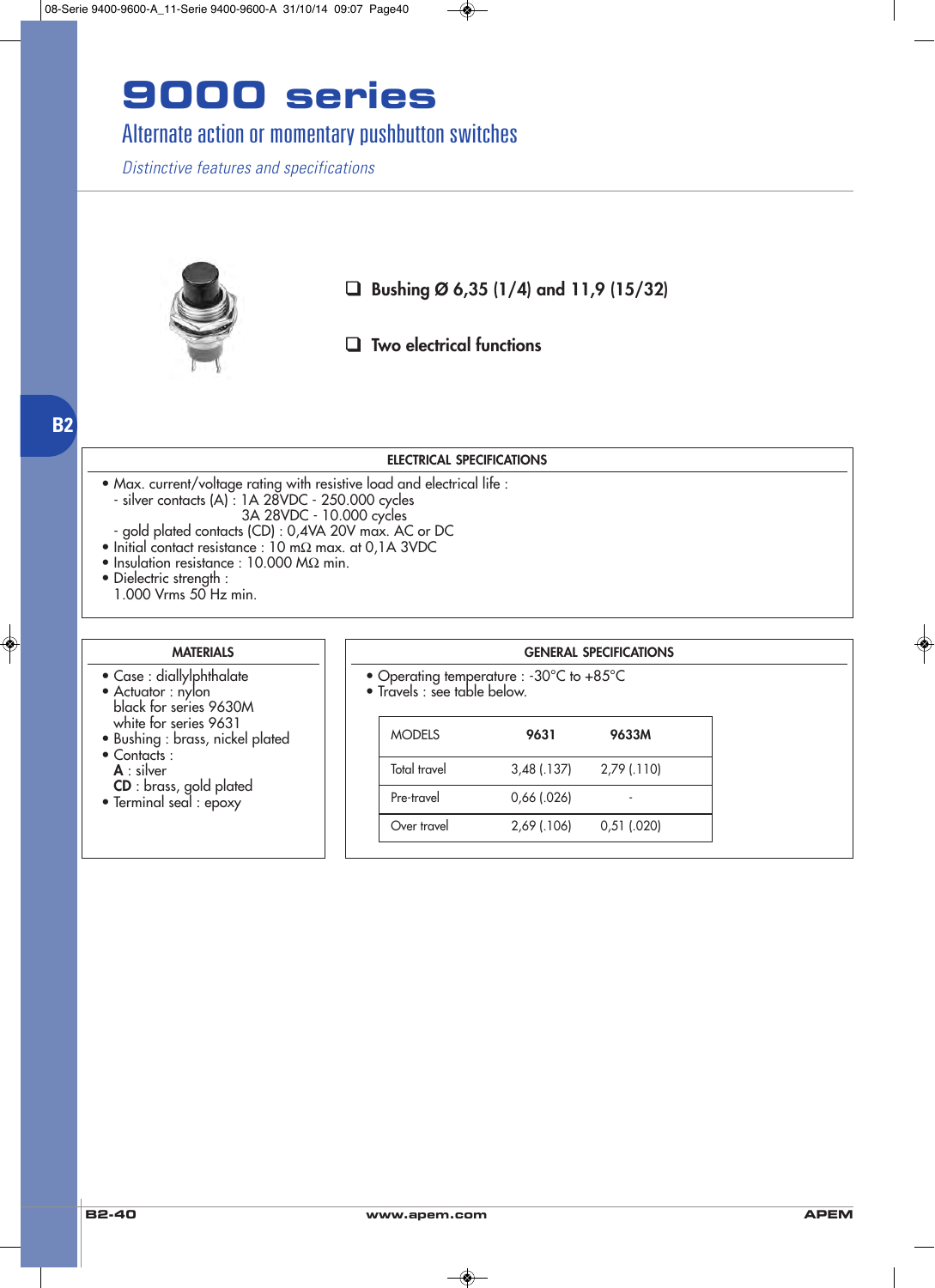# 9000 series

## Alternate action or momentary pushbutton switches

*Distinctive features and specifications*

- ❑ **Bushing Ø 6,35 (1/4) and 11,9 (15/32)**
- ❑ **Two electrical functions**

### ELECTRICAL SPECIFICATIONS

- Max. current/voltage rating with resistive load and electrical life :
  - silver contacts (A) : 1A 28VDC - 250.000 cycles
    3A 28VDC - 10.000 cycles
  - gold plated contacts (CD) : 0,4VA 20V max. AC or DC
- Initial contact resistance : 10 mΩ max. at 0,1A 3VDC
- Insulation resistance : 10.000 MΩ min.
- Dielectric strength :
  1.000 Vrms 50 Hz min.

### MATERIALS

- Case : diallylphthalate
- Actuator : nylon
  black for series 9630M
  white for series 9631
- Bushing : brass, nickel plated
- Contacts :
  **A** : silver
  **CD** : brass, gold plated
- Terminal seal : epoxy

### GENERAL SPECIFICATIONS

- Operating temperature : -30°C to +85°C
- Travels : see table below.

| MODELS | **9631** | **9633M** |
|---|---|---|
| Total travel | 3,48 (.137) | 2,79 (.110) |
| Pre-travel | 0,66 (.026) | - |
| Over travel | 2,69 (.106) | 0,51 (.020) |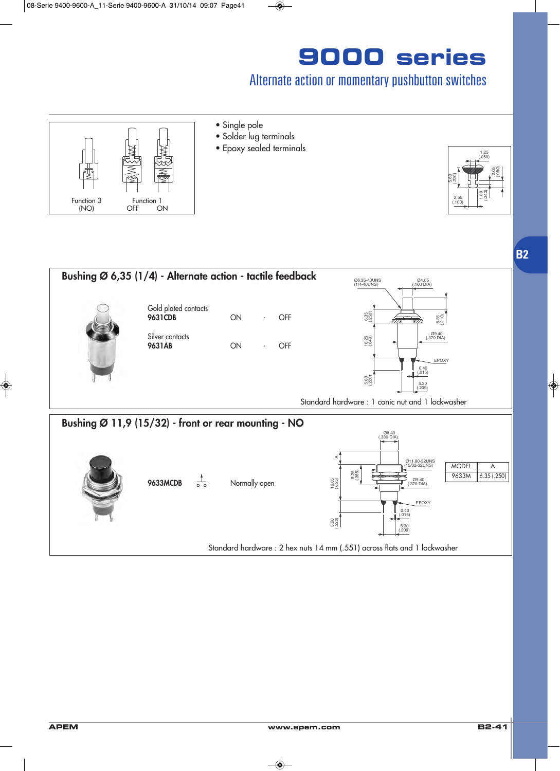# 9000 series

## Alternate action or momentary pushbutton switches

Function 3 (NO) | Function 1 OFF ON

- Single pole
- Solder lug terminals
- Epoxy sealed terminals

## Bushing Ø 6,35 (1/4) - Alternate action - tactile feedback

| | | | |
|---|---|---|---|
| Gold plated contacts **9631CDB** | ON | - | OFF |
| Silver contacts **9631AB** | ON | - | OFF |

Standard hardware : 1 conic nut and 1 lockwasher

## Bushing Ø 11,9 (15/32) - front or rear mounting - NO

**9633MCDB** Normally open

| MODEL | A |
|---|---|
| 9633M | 6.35 (.250) |

Standard hardware : 2 hex nuts 14 mm (.551) across flats and 1 lockwasher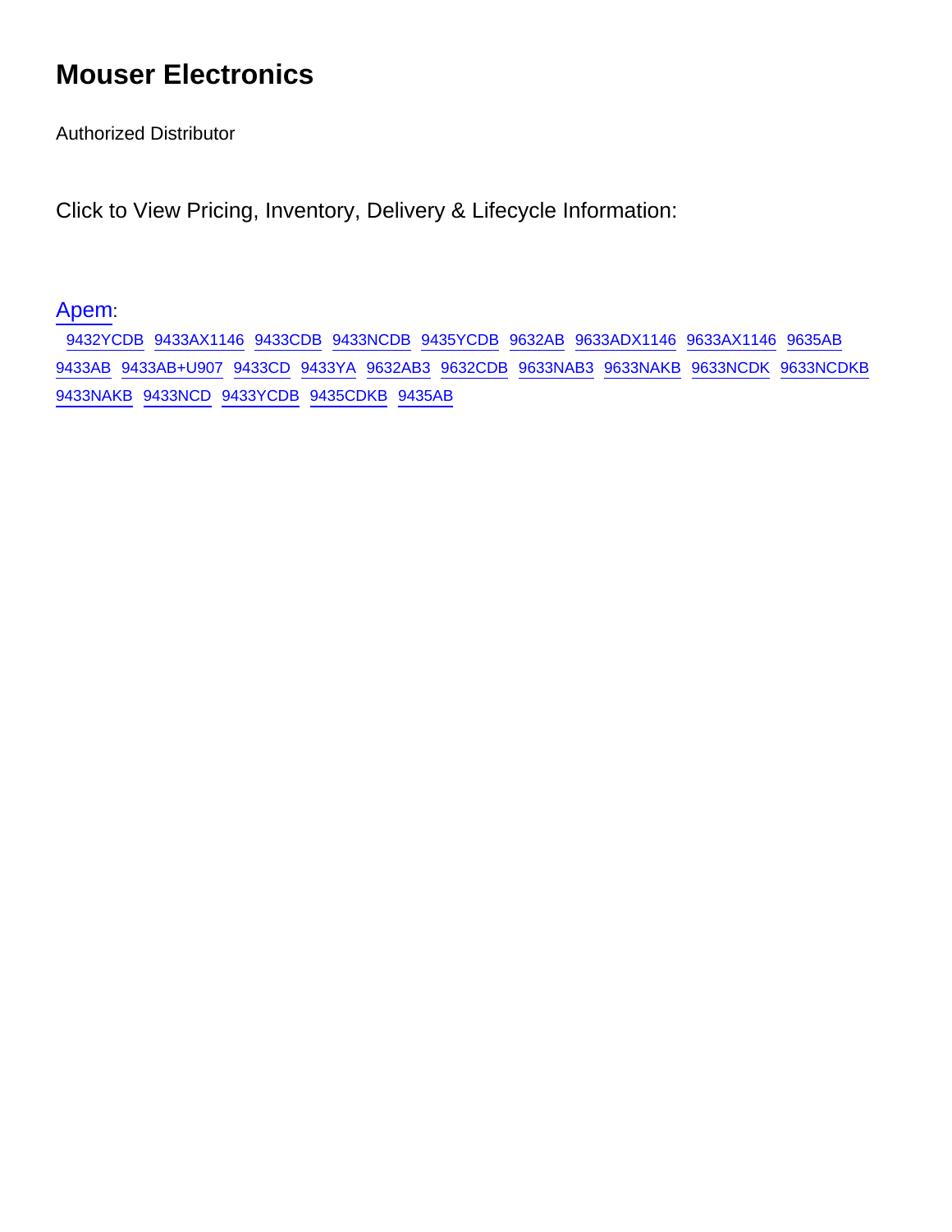# Mouser Electronics

Authorized Distributor

Click to View Pricing, Inventory, Delivery & Lifecycle Information:

Apem:

9432YCDB 9433AX1146 9433CDB 9433NCDB 9435YCDB 9632AB 9633ADX1146 9633AX1146 9635AB 9433AB 9433AB+U907 9433CD 9433YA 9632AB3 9632CDB 9633NAB3 9633NAKB 9633NCDK 9633NCDKB 9433NAKB 9433NCD 9433YCDB 9435CDKB 9435AB